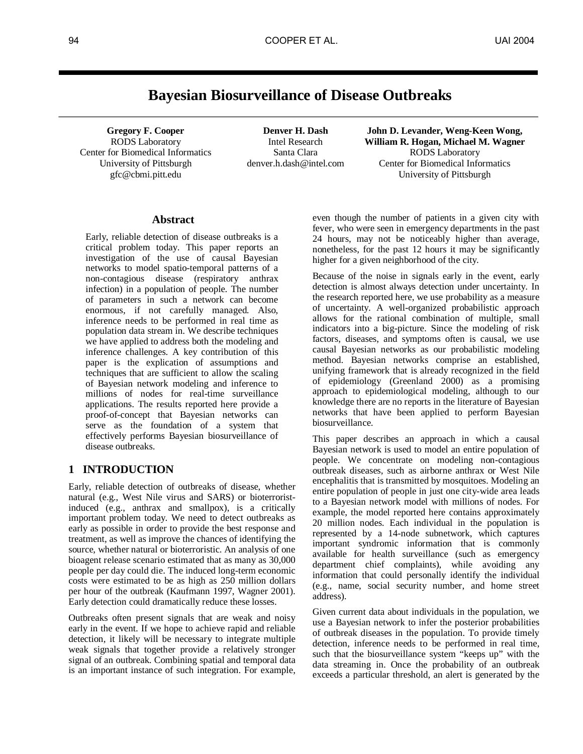# Bayesian Biosurveillance of Disease Outbreaks

**Gregory F. Cooper**
RODS Laboratory
Center for Biomedical Informatics
University of Pittsburgh
gfc@cbmi.pitt.edu

**Denver H. Dash**
Intel Research
Santa Clara
denver.h.dash@intel.com

**John D. Levander, Weng-Keen Wong, William R. Hogan, Michael M. Wagner**
RODS Laboratory
Center for Biomedical Informatics
University of Pittsburgh

## Abstract

Early, reliable detection of disease outbreaks is a critical problem today. This paper reports an investigation of the use of causal Bayesian networks to model spatio-temporal patterns of a non-contagious disease (respiratory anthrax infection) in a population of people. The number of parameters in such a network can become enormous, if not carefully managed. Also, inference needs to be performed in real time as population data stream in. We describe techniques we have applied to address both the modeling and inference challenges. A key contribution of this paper is the explication of assumptions and techniques that are sufficient to allow the scaling of Bayesian network modeling and inference to millions of nodes for real-time surveillance applications. The results reported here provide a proof-of-concept that Bayesian networks can serve as the foundation of a system that effectively performs Bayesian biosurveillance of disease outbreaks.

## 1 INTRODUCTION

Early, reliable detection of outbreaks of disease, whether natural (e.g., West Nile virus and SARS) or bioterrorist-induced (e.g., anthrax and smallpox), is a critically important problem today. We need to detect outbreaks as early as possible in order to provide the best response and treatment, as well as improve the chances of identifying the source, whether natural or bioterroristic. An analysis of one bioagent release scenario estimated that as many as 30,000 people per day could die. The induced long-term economic costs were estimated to be as high as 250 million dollars per hour of the outbreak (Kaufmann 1997, Wagner 2001). Early detection could dramatically reduce these losses.

Outbreaks often present signals that are weak and noisy early in the event. If we hope to achieve rapid and reliable detection, it likely will be necessary to integrate multiple weak signals that together provide a relatively stronger signal of an outbreak. Combining spatial and temporal data is an important instance of such integration. For example, even though the number of patients in a given city with fever, who were seen in emergency departments in the past 24 hours, may not be noticeably higher than average, nonetheless, for the past 12 hours it may be significantly higher for a given neighborhood of the city.

Because of the noise in signals early in the event, early detection is almost always detection under uncertainty. In the research reported here, we use probability as a measure of uncertainty. A well-organized probabilistic approach allows for the rational combination of multiple, small indicators into a big-picture. Since the modeling of risk factors, diseases, and symptoms often is causal, we use causal Bayesian networks as our probabilistic modeling method. Bayesian networks comprise an established, unifying framework that is already recognized in the field of epidemiology (Greenland 2000) as a promising approach to epidemiological modeling, although to our knowledge there are no reports in the literature of Bayesian networks that have been applied to perform Bayesian biosurveillance.

This paper describes an approach in which a causal Bayesian network is used to model an entire population of people. We concentrate on modeling non-contagious outbreak diseases, such as airborne anthrax or West Nile encephalitis that is transmitted by mosquitoes. Modeling an entire population of people in just one city-wide area leads to a Bayesian network model with millions of nodes. For example, the model reported here contains approximately 20 million nodes. Each individual in the population is represented by a 14-node subnetwork, which captures important syndromic information that is commonly available for health surveillance (such as emergency department chief complaints), while avoiding any information that could personally identify the individual (e.g., name, social security number, and home street address).

Given current data about individuals in the population, we use a Bayesian network to infer the posterior probabilities of outbreak diseases in the population. To provide timely detection, inference needs to be performed in real time, such that the biosurveillance system "keeps up" with the data streaming in. Once the probability of an outbreak exceeds a particular threshold, an alert is generated by the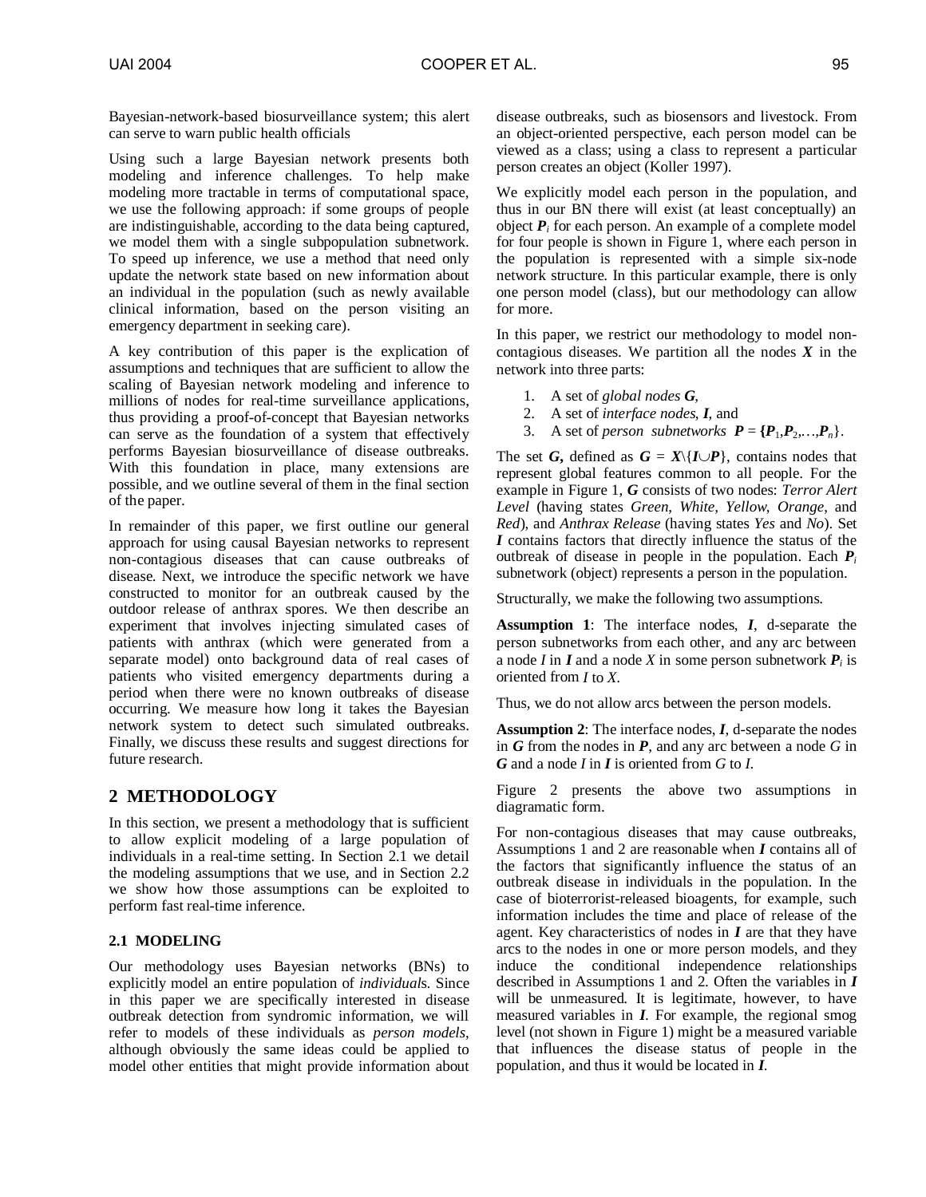Bayesian-network-based biosurveillance system; this alert can serve to warn public health officials

Using such a large Bayesian network presents both modeling and inference challenges. To help make modeling more tractable in terms of computational space, we use the following approach: if some groups of people are indistinguishable, according to the data being captured, we model them with a single subpopulation subnetwork. To speed up inference, we use a method that need only update the network state based on new information about an individual in the population (such as newly available clinical information, based on the person visiting an emergency department in seeking care).

A key contribution of this paper is the explication of assumptions and techniques that are sufficient to allow the scaling of Bayesian network modeling and inference to millions of nodes for real-time surveillance applications, thus providing a proof-of-concept that Bayesian networks can serve as the foundation of a system that effectively performs Bayesian biosurveillance of disease outbreaks. With this foundation in place, many extensions are possible, and we outline several of them in the final section of the paper.

In remainder of this paper, we first outline our general approach for using causal Bayesian networks to represent non-contagious diseases that can cause outbreaks of disease. Next, we introduce the specific network we have constructed to monitor for an outbreak caused by the outdoor release of anthrax spores. We then describe an experiment that involves injecting simulated cases of patients with anthrax (which were generated from a separate model) onto background data of real cases of patients who visited emergency departments during a period when there were no known outbreaks of disease occurring. We measure how long it takes the Bayesian network system to detect such simulated outbreaks. Finally, we discuss these results and suggest directions for future research.

## 2 METHODOLOGY

In this section, we present a methodology that is sufficient to allow explicit modeling of a large population of individuals in a real-time setting. In Section 2.1 we detail the modeling assumptions that we use, and in Section 2.2 we show how those assumptions can be exploited to perform fast real-time inference.

### 2.1 MODELING

Our methodology uses Bayesian networks (BNs) to explicitly model an entire population of *individuals*. Since in this paper we are specifically interested in disease outbreak detection from syndromic information, we will refer to models of these individuals as *person models*, although obviously the same ideas could be applied to model other entities that might provide information about disease outbreaks, such as biosensors and livestock. From an object-oriented perspective, each person model can be viewed as a class; using a class to represent a particular person creates an object (Koller 1997).

We explicitly model each person in the population, and thus in our BN there will exist (at least conceptually) an object $\boldsymbol{P}_i$ for each person. An example of a complete model for four people is shown in Figure 1, where each person in the population is represented with a simple six-node network structure. In this particular example, there is only one person model (class), but our methodology can allow for more.

In this paper, we restrict our methodology to model non-contagious diseases. We partition all the nodes $\boldsymbol{X}$ in the network into three parts:

1. A set of *global nodes* $\boldsymbol{G}$,
2. A set of *interface nodes*, $\boldsymbol{I}$, and
3. A set of *person subnetworks* $\boldsymbol{P} = \{\boldsymbol{P}_1, \boldsymbol{P}_2, \ldots, \boldsymbol{P}_n\}$.

The set $\boldsymbol{G}$, defined as $\boldsymbol{G} = \boldsymbol{X} \backslash \{\boldsymbol{I} \cup \boldsymbol{P}\}$, contains nodes that represent global features common to all people. For the example in Figure 1, $\boldsymbol{G}$ consists of two nodes: *Terror Alert Level* (having states *Green*, *White*, *Yellow*, *Orange*, and *Red*), and *Anthrax Release* (having states *Yes* and *No*). Set $\boldsymbol{I}$ contains factors that directly influence the status of the outbreak of disease in people in the population. Each $\boldsymbol{P}_i$ subnetwork (object) represents a person in the population.

Structurally, we make the following two assumptions.

**Assumption 1**: The interface nodes, $\boldsymbol{I}$, d-separate the person subnetworks from each other, and any arc between a node $I$ in $\boldsymbol{I}$ and a node $X$ in some person subnetwork $\boldsymbol{P}_i$ is oriented from $I$ to $X$.

Thus, we do not allow arcs between the person models.

**Assumption 2**: The interface nodes, $\boldsymbol{I}$, d-separate the nodes in $\boldsymbol{G}$ from the nodes in $\boldsymbol{P}$, and any arc between a node $G$ in $\boldsymbol{G}$ and a node $I$ in $\boldsymbol{I}$ is oriented from $G$ to $I$.

Figure 2 presents the above two assumptions in diagramatic form.

For non-contagious diseases that may cause outbreaks, Assumptions 1 and 2 are reasonable when $\boldsymbol{I}$ contains all of the factors that significantly influence the status of an outbreak disease in individuals in the population. In the case of bioterrorist-released bioagents, for example, such information includes the time and place of release of the agent. Key characteristics of nodes in $\boldsymbol{I}$ are that they have arcs to the nodes in one or more person models, and they induce the conditional independence relationships described in Assumptions 1 and 2. Often the variables in $\boldsymbol{I}$ will be unmeasured. It is legitimate, however, to have measured variables in $\boldsymbol{I}$. For example, the regional smog level (not shown in Figure 1) might be a measured variable that influences the disease status of people in the population, and thus it would be located in $\boldsymbol{I}$.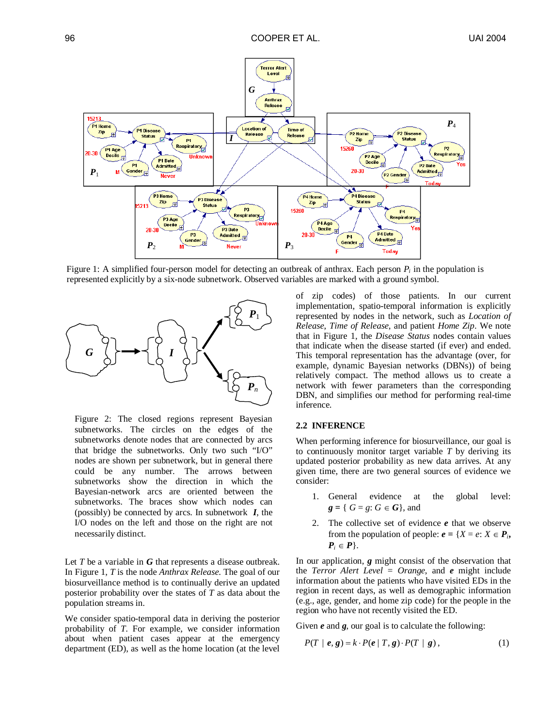Figure 1: A simplified four-person model for detecting an outbreak of anthrax. Each person $P_i$ in the population is represented explicitly by a six-node subnetwork. Observed variables are marked with a ground symbol.

Figure 2: The closed regions represent Bayesian subnetworks. The circles on the edges of the subnetworks denote nodes that are connected by arcs that bridge the subnetworks. Only two such "I/O" nodes are shown per subnetwork, but in general there could be any number. The arrows between subnetworks show the direction in which the Bayesian-network arcs are oriented between the subnetworks. The braces show which nodes can (possibly) be connected by arcs. In subnetwork $\boldsymbol{I}$, the I/O nodes on the left and those on the right are not necessarily distinct.

Let $T$ be a variable in $\boldsymbol{G}$ that represents a disease outbreak. In Figure 1, $T$ is the node *Anthrax Release*. The goal of our biosurveillance method is to continually derive an updated posterior probability over the states of $T$ as data about the population streams in.

We consider spatio-temporal data in deriving the posterior probability of $T$. For example, we consider information about when patient cases appear at the emergency department (ED), as well as the home location (at the level of zip codes) of those patients. In our current implementation, spatio-temporal information is explicitly represented by nodes in the network, such as *Location of Release*, *Time of Release*, and patient *Home Zip*. We note that in Figure 1, the *Disease Status* nodes contain values that indicate when the disease started (if ever) and ended. This temporal representation has the advantage (over, for example, dynamic Bayesian networks (DBNs)) of being relatively compact. The method allows us to create a network with fewer parameters than the corresponding DBN, and simplifies our method for performing real-time inference.

## 2.2 INFERENCE

When performing inference for biosurveillance, our goal is to continuously monitor target variable $T$ by deriving its updated posterior probability as new data arrives. At any given time, there are two general sources of evidence we consider:

1. General evidence at the global level: $\boldsymbol{g} = \{ G = g\text{: } G \in \boldsymbol{G}\}$, and
2. The collective set of evidence $\boldsymbol{e}$ that we observe from the population of people: $\boldsymbol{e} = \{X = e\text{: } X \in \boldsymbol{P}_i, \boldsymbol{P}_i \in \boldsymbol{P}\}$.

In our application, $\boldsymbol{g}$ might consist of the observation that the *Terror Alert Level* = *Orange*, and $\boldsymbol{e}$ might include information about the patients who have visited EDs in the region in recent days, as well as demographic information (e.g., age, gender, and home zip code) for the people in the region who have not recently visited the ED.

Given $\boldsymbol{e}$ and $\boldsymbol{g}$, our goal is to calculate the following:

$$P(T \mid \boldsymbol{e}, \boldsymbol{g}) = k \cdot P(\boldsymbol{e} \mid T, \boldsymbol{g}) \cdot P(T \mid \boldsymbol{g}), \tag{1}$$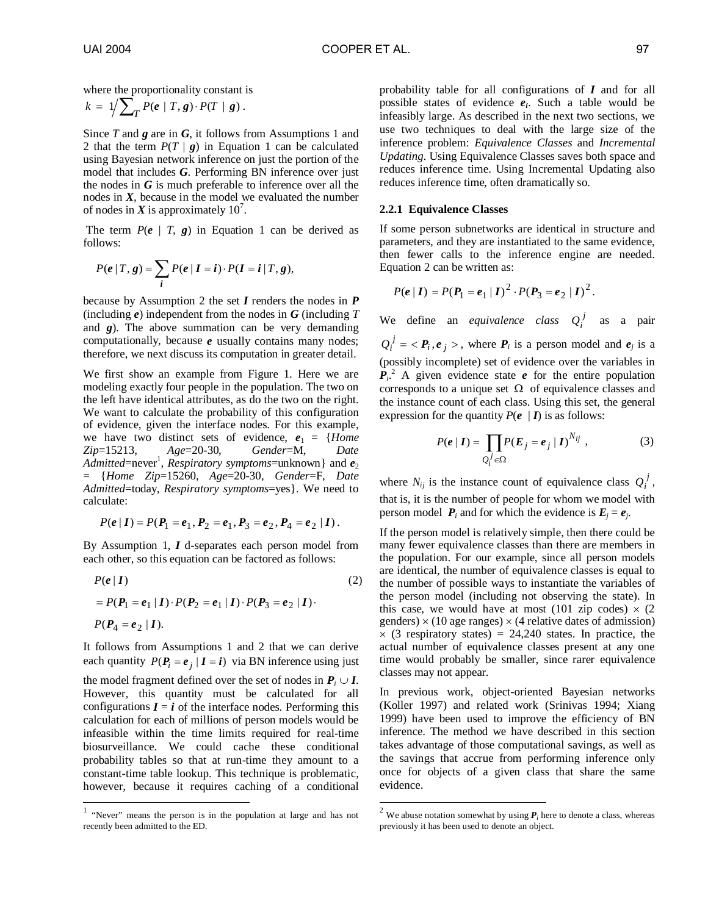where the proportionality constant is
$k = 1 \Big/ \sum_T P(\boldsymbol{e} \mid T, \boldsymbol{g}) \cdot P(T \mid \boldsymbol{g})$.

Since $T$ and $\boldsymbol{g}$ are in $\boldsymbol{G}$, it follows from Assumptions 1 and 2 that the term $P(T \mid \boldsymbol{g})$ in Equation 1 can be calculated using Bayesian network inference on just the portion of the model that includes $\boldsymbol{G}$. Performing BN inference over just the nodes in $\boldsymbol{G}$ is much preferable to inference over all the nodes in $\boldsymbol{X}$, because in the model we evaluated the number of nodes in $\boldsymbol{X}$ is approximately $10^7$.

The term $P(\boldsymbol{e} \mid T, \boldsymbol{g})$ in Equation 1 can be derived as follows:

$$P(\boldsymbol{e} \mid T, \boldsymbol{g}) = \sum_{\boldsymbol{i}} P(\boldsymbol{e} \mid \boldsymbol{I} = \boldsymbol{i}) \cdot P(\boldsymbol{I} = \boldsymbol{i} \mid T, \boldsymbol{g}),$$

because by Assumption 2 the set $\boldsymbol{I}$ renders the nodes in $\boldsymbol{P}$ (including $\boldsymbol{e}$) independent from the nodes in $\boldsymbol{G}$ (including $T$ and $\boldsymbol{g}$). The above summation can be very demanding computationally, because $\boldsymbol{e}$ usually contains many nodes; therefore, we next discuss its computation in greater detail.

We first show an example from Figure 1. Here we are modeling exactly four people in the population. The two on the left have identical attributes, as do the two on the right. We want to calculate the probability of this configuration of evidence, given the interface nodes. For this example, we have two distinct sets of evidence, $\boldsymbol{e}_1$ = {*Home Zip*=15213, *Age*=20-30, *Gender*=M, *Date Admitted*=never[1], *Respiratory symptoms*=unknown} and $\boldsymbol{e}_2$ = {*Home Zip*=15260, *Age*=20-30, *Gender*=F, *Date Admitted*=today, *Respiratory symptoms*=yes}. We need to calculate:

$$P(\boldsymbol{e} \mid \boldsymbol{I}) = P(\boldsymbol{P}_1 = \boldsymbol{e}_1, \boldsymbol{P}_2 = \boldsymbol{e}_1, \boldsymbol{P}_3 = \boldsymbol{e}_2, \boldsymbol{P}_4 = \boldsymbol{e}_2 \mid \boldsymbol{I}).$$

By Assumption 1, $\boldsymbol{I}$ d-separates each person model from each other, so this equation can be factored as follows:

$$\begin{aligned} &P(\boldsymbol{e} \mid \boldsymbol{I}) \qquad (2)\\ &= P(\boldsymbol{P}_1 = \boldsymbol{e}_1 \mid \boldsymbol{I}) \cdot P(\boldsymbol{P}_2 = \boldsymbol{e}_1 \mid \boldsymbol{I}) \cdot P(\boldsymbol{P}_3 = \boldsymbol{e}_2 \mid \boldsymbol{I}) \cdot \\ &P(\boldsymbol{P}_4 = \boldsymbol{e}_2 \mid \boldsymbol{I}). \end{aligned}$$

It follows from Assumptions 1 and 2 that we can derive each quantity $P(\boldsymbol{P}_i = \boldsymbol{e}_j \mid \boldsymbol{I} = \boldsymbol{i})$ via BN inference using just the model fragment defined over the set of nodes in $\boldsymbol{P}_i \cup \boldsymbol{I}$. However, this quantity must be calculated for all configurations $\boldsymbol{I} = \boldsymbol{i}$ of the interface nodes. Performing this calculation for each of millions of person models would be infeasible within the time limits required for real-time biosurveillance. We could cache these conditional probability tables so that at run-time they amount to a constant-time table lookup. This technique is problematic, however, because it requires caching of a conditional probability table for all configurations of $\boldsymbol{I}$ and for all possible states of evidence $\boldsymbol{e}_i$. Such a table would be infeasibly large. As described in the next two sections, we use two techniques to deal with the large size of the inference problem: *Equivalence Classes* and *Incremental Updating*. Using Equivalence Classes saves both space and reduces inference time. Using Incremental Updating also reduces inference time, often dramatically so.

### 2.2.1 Equivalence Classes

If some person subnetworks are identical in structure and parameters, and they are instantiated to the same evidence, then fewer calls to the inference engine are needed. Equation 2 can be written as:

$$P(\boldsymbol{e} \mid \boldsymbol{I}) = P(\boldsymbol{P}_1 = \boldsymbol{e}_1 \mid \boldsymbol{I})^2 \cdot P(\boldsymbol{P}_3 = \boldsymbol{e}_2 \mid \boldsymbol{I})^2.$$

We define an *equivalence class* $Q_i^j$ as a pair $Q_i^j = \langle \boldsymbol{P}_i, \boldsymbol{e}_j \rangle$, where $\boldsymbol{P}_i$ is a person model and $\boldsymbol{e}_j$ is a (possibly incomplete) set of evidence over the variables in $\boldsymbol{P}_i$.[2] A given evidence state $\boldsymbol{e}$ for the entire population corresponds to a unique set $\Omega$ of equivalence classes and the instance count of each class. Using this set, the general expression for the quantity $P(\boldsymbol{e} \mid \boldsymbol{I})$ is as follows:

$$P(\boldsymbol{e} \mid \boldsymbol{I}) = \prod_{Q_i^j \in \Omega} P(\boldsymbol{E}_j = \boldsymbol{e}_j \mid \boldsymbol{I})^{N_{ij}}, \qquad (3)$$

where $N_{ij}$ is the instance count of equivalence class $Q_i^j$, that is, it is the number of people for whom we model with person model $\boldsymbol{P}_i$ and for which the evidence is $\boldsymbol{E}_j = \boldsymbol{e}_j$.

If the person model is relatively simple, then there could be many fewer equivalence classes than there are members in the population. For our example, since all person models are identical, the number of equivalence classes is equal to the number of possible ways to instantiate the variables of the person model (including not observing the state). In this case, we would have at most (101 zip codes) × (2 genders) × (10 age ranges) × (4 relative dates of admission) × (3 respiratory states) = 24,240 states. In practice, the actual number of equivalence classes present at any one time would probably be smaller, since rarer equivalence classes may not appear.

In previous work, object-oriented Bayesian networks (Koller 1997) and related work (Srinivas 1994; Xiang 1999) have been used to improve the efficiency of BN inference. The method we have described in this section takes advantage of those computational savings, as well as the savings that accrue from performing inference only once for objects of a given class that share the same evidence.

[1] "Never" means the person is in the population at large and has not recently been admitted to the ED.

[2] We abuse notation somewhat by using $\boldsymbol{P}_i$ here to denote a class, whereas previously it has been used to denote an object.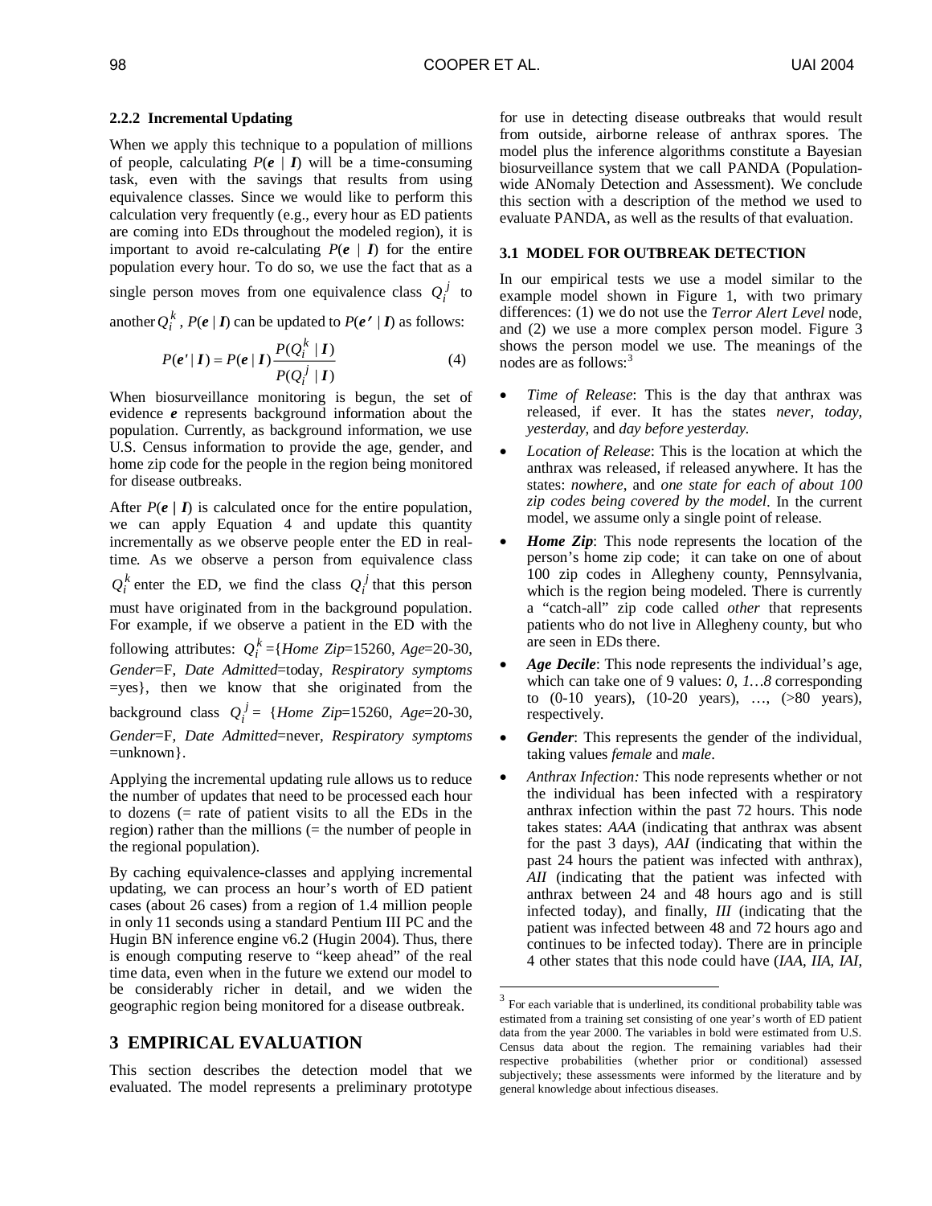### 2.2.2 Incremental Updating

When we apply this technique to a population of millions of people, calculating $P(\boldsymbol{e} \mid \boldsymbol{I})$ will be a time-consuming task, even with the savings that results from using equivalence classes. Since we would like to perform this calculation very frequently (e.g., every hour as ED patients are coming into EDs throughout the modeled region), it is important to avoid re-calculating $P(\boldsymbol{e} \mid \boldsymbol{I})$ for the entire population every hour. To do so, we use the fact that as a single person moves from one equivalence class $Q_i^j$ to another $Q_i^k$, $P(\boldsymbol{e} \mid \boldsymbol{I})$ can be updated to $P(\boldsymbol{e'} \mid \boldsymbol{I})$ as follows:

$$P(\boldsymbol{e'} \mid \boldsymbol{I}) = P(\boldsymbol{e} \mid \boldsymbol{I}) \frac{P(Q_i^k \mid \boldsymbol{I})}{P(Q_i^j \mid \boldsymbol{I})} \tag{4}$$

When biosurveillance monitoring is begun, the set of evidence $\boldsymbol{e}$ represents background information about the population. Currently, as background information, we use U.S. Census information to provide the age, gender, and home zip code for the people in the region being monitored for disease outbreaks.

After $P(\boldsymbol{e} \mid \boldsymbol{I})$ is calculated once for the entire population, we can apply Equation 4 and update this quantity incrementally as we observe people enter the ED in real-time. As we observe a person from equivalence class $Q_i^k$ enter the ED, we find the class $Q_i^j$ that this person must have originated from in the background population. For example, if we observe a patient in the ED with the following attributes: $Q_i^k$ ={*Home Zip*=15260, *Age*=20-30, *Gender*=F, *Date Admitted*=today, *Respiratory symptoms* =yes}, then we know that she originated from the background class $Q_i^j$ = {*Home Zip*=15260, *Age*=20-30, *Gender*=F, *Date Admitted*=never, *Respiratory symptoms* =unknown}.

Applying the incremental updating rule allows us to reduce the number of updates that need to be processed each hour to dozens (= rate of patient visits to all the EDs in the region) rather than the millions (= the number of people in the regional population).

By caching equivalence-classes and applying incremental updating, we can process an hour's worth of ED patient cases (about 26 cases) from a region of 1.4 million people in only 11 seconds using a standard Pentium III PC and the Hugin BN inference engine v6.2 (Hugin 2004). Thus, there is enough computing reserve to "keep ahead" of the real time data, even when in the future we extend our model to be considerably richer in detail, and we widen the geographic region being monitored for a disease outbreak.

## 3 EMPIRICAL EVALUATION

This section describes the detection model that we evaluated. The model represents a preliminary prototype for use in detecting disease outbreaks that would result from outside, airborne release of anthrax spores. The model plus the inference algorithms constitute a Bayesian biosurveillance system that we call PANDA (Population-wide ANomaly Detection and Assessment). We conclude this section with a description of the method we used to evaluate PANDA, as well as the results of that evaluation.

### 3.1 MODEL FOR OUTBREAK DETECTION

In our empirical tests we use a model similar to the example model shown in Figure 1, with two primary differences: (1) we do not use the *Terror Alert Level* node, and (2) we use a more complex person model. Figure 3 shows the person model we use. The meanings of the nodes are as follows:[3]

- *Time of Release*: This is the day that anthrax was released, if ever. It has the states *never*, *today*, *yesterday*, and *day before yesterday*.
- *Location of Release*: This is the location at which the anthrax was released, if released anywhere. It has the states: *nowhere*, and *one state for each of about 100 zip codes being covered by the model*. In the current model, we assume only a single point of release.
- ***Home Zip***: This node represents the location of the person's home zip code; it can take on one of about 100 zip codes in Allegheny county, Pennsylvania, which is the region being modeled. There is currently a "catch-all" zip code called *other* that represents patients who do not live in Allegheny county, but who are seen in EDs there.
- ***Age Decile***: This node represents the individual's age, which can take one of 9 values: *0, 1…8* corresponding to (0-10 years), (10-20 years), …, (>80 years), respectively.
- ***Gender***: This represents the gender of the individual, taking values *female* and *male*.
- *Anthrax Infection:* This node represents whether or not the individual has been infected with a respiratory anthrax infection within the past 72 hours. This node takes states: *AAA* (indicating that anthrax was absent for the past 3 days), *AAI* (indicating that within the past 24 hours the patient was infected with anthrax), *AII* (indicating that the patient was infected with anthrax between 24 and 48 hours ago and is still infected today), and finally, *III* (indicating that the patient was infected between 48 and 72 hours ago and continues to be infected today). There are in principle 4 other states that this node could have (*IAA*, *IIA*, *IAI*,

[3] For each variable that is underlined, its conditional probability table was estimated from a training set consisting of one year's worth of ED patient data from the year 2000. The variables in bold were estimated from U.S. Census data about the region. The remaining variables had their respective probabilities (whether prior or conditional) assessed subjectively; these assessments were informed by the literature and by general knowledge about infectious diseases.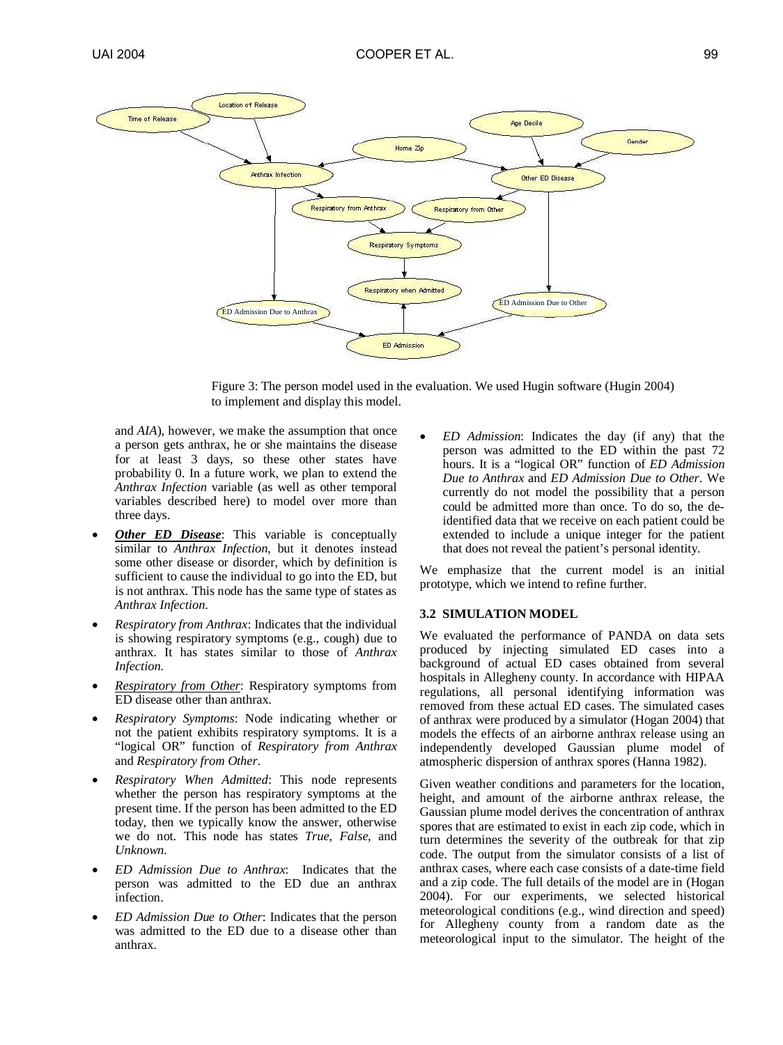Figure 3: The person model used in the evaluation. We used Hugin software (Hugin 2004) to implement and display this model.

and *AIA*), however, we make the assumption that once a person gets anthrax, he or she maintains the disease for at least 3 days, so these other states have probability 0. In a future work, we plan to extend the *Anthrax Infection* variable (as well as other temporal variables described here) to model over more than three days.

- ***Other ED Disease***: This variable is conceptually similar to *Anthrax Infection*, but it denotes instead some other disease or disorder, which by definition is sufficient to cause the individual to go into the ED, but is not anthrax. This node has the same type of states as *Anthrax Infection*.
- *Respiratory from Anthrax*: Indicates that the individual is showing respiratory symptoms (e.g., cough) due to anthrax. It has states similar to those of *Anthrax Infection*.
- *Respiratory from Other*: Respiratory symptoms from ED disease other than anthrax.
- *Respiratory Symptoms*: Node indicating whether or not the patient exhibits respiratory symptoms. It is a "logical OR" function of *Respiratory from Anthrax* and *Respiratory from Other*.
- *Respiratory When Admitted*: This node represents whether the person has respiratory symptoms at the present time. If the person has been admitted to the ED today, then we typically know the answer, otherwise we do not. This node has states *True*, *False*, and *Unknown*.
- *ED Admission Due to Anthrax*: Indicates that the person was admitted to the ED due an anthrax infection.
- *ED Admission Due to Other*: Indicates that the person was admitted to the ED due to a disease other than anthrax.
- *ED Admission*: Indicates the day (if any) that the person was admitted to the ED within the past 72 hours. It is a "logical OR" function of *ED Admission Due to Anthrax* and *ED Admission Due to Other*. We currently do not model the possibility that a person could be admitted more than once. To do so, the de-identified data that we receive on each patient could be extended to include a unique integer for the patient that does not reveal the patient's personal identity.

We emphasize that the current model is an initial prototype, which we intend to refine further.

### 3.2 SIMULATION MODEL

We evaluated the performance of PANDA on data sets produced by injecting simulated ED cases into a background of actual ED cases obtained from several hospitals in Allegheny county. In accordance with HIPAA regulations, all personal identifying information was removed from these actual ED cases. The simulated cases of anthrax were produced by a simulator (Hogan 2004) that models the effects of an airborne anthrax release using an independently developed Gaussian plume model of atmospheric dispersion of anthrax spores (Hanna 1982).

Given weather conditions and parameters for the location, height, and amount of the airborne anthrax release, the Gaussian plume model derives the concentration of anthrax spores that are estimated to exist in each zip code, which in turn determines the severity of the outbreak for that zip code. The output from the simulator consists of a list of anthrax cases, where each case consists of a date-time field and a zip code. The full details of the model are in (Hogan 2004). For our experiments, we selected historical meteorological conditions (e.g., wind direction and speed) for Allegheny county from a random date as the meteorological input to the simulator. The height of the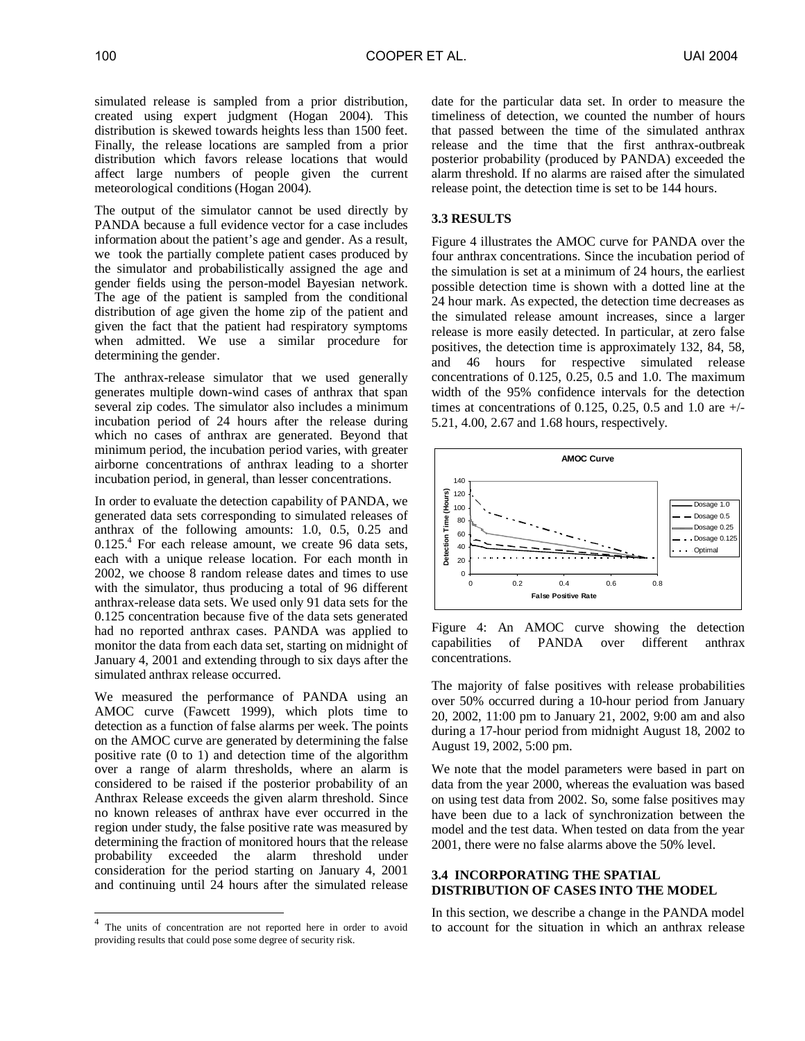simulated release is sampled from a prior distribution, created using expert judgment (Hogan 2004). This distribution is skewed towards heights less than 1500 feet. Finally, the release locations are sampled from a prior distribution which favors release locations that would affect large numbers of people given the current meteorological conditions (Hogan 2004).

The output of the simulator cannot be used directly by PANDA because a full evidence vector for a case includes information about the patient's age and gender. As a result, we took the partially complete patient cases produced by the simulator and probabilistically assigned the age and gender fields using the person-model Bayesian network. The age of the patient is sampled from the conditional distribution of age given the home zip of the patient and given the fact that the patient had respiratory symptoms when admitted. We use a similar procedure for determining the gender.

The anthrax-release simulator that we used generally generates multiple down-wind cases of anthrax that span several zip codes. The simulator also includes a minimum incubation period of 24 hours after the release during which no cases of anthrax are generated. Beyond that minimum period, the incubation period varies, with greater airborne concentrations of anthrax leading to a shorter incubation period, in general, than lesser concentrations.

In order to evaluate the detection capability of PANDA, we generated data sets corresponding to simulated releases of anthrax of the following amounts: 1.0, 0.5, 0.25 and 0.125.[4] For each release amount, we create 96 data sets, each with a unique release location. For each month in 2002, we choose 8 random release dates and times to use with the simulator, thus producing a total of 96 different anthrax-release data sets. We used only 91 data sets for the 0.125 concentration because five of the data sets generated had no reported anthrax cases. PANDA was applied to monitor the data from each data set, starting on midnight of January 4, 2001 and extending through to six days after the simulated anthrax release occurred.

We measured the performance of PANDA using an AMOC curve (Fawcett 1999), which plots time to detection as a function of false alarms per week. The points on the AMOC curve are generated by determining the false positive rate (0 to 1) and detection time of the algorithm over a range of alarm thresholds, where an alarm is considered to be raised if the posterior probability of an Anthrax Release exceeds the given alarm threshold. Since no known releases of anthrax have ever occurred in the region under study, the false positive rate was measured by determining the fraction of monitored hours that the release probability exceeded the alarm threshold under consideration for the period starting on January 4, 2001 and continuing until 24 hours after the simulated release date for the particular data set. In order to measure the timeliness of detection, we counted the number of hours that passed between the time of the simulated anthrax release and the time that the first anthrax-outbreak posterior probability (produced by PANDA) exceeded the alarm threshold. If no alarms are raised after the simulated release point, the detection time is set to be 144 hours.

### 3.3 RESULTS

Figure 4 illustrates the AMOC curve for PANDA over the four anthrax concentrations. Since the incubation period of the simulation is set at a minimum of 24 hours, the earliest possible detection time is shown with a dotted line at the 24 hour mark. As expected, the detection time decreases as the simulated release amount increases, since a larger release is more easily detected. In particular, at zero false positives, the detection time is approximately 132, 84, 58, and 46 hours for respective simulated release concentrations of 0.125, 0.25, 0.5 and 1.0. The maximum width of the 95% confidence intervals for the detection times at concentrations of 0.125, 0.25, 0.5 and 1.0 are +/- 5.21, 4.00, 2.67 and 1.68 hours, respectively.

Figure 4: An AMOC curve showing the detection capabilities of PANDA over different anthrax concentrations.

The majority of false positives with release probabilities over 50% occurred during a 10-hour period from January 20, 2002, 11:00 pm to January 21, 2002, 9:00 am and also during a 17-hour period from midnight August 18, 2002 to August 19, 2002, 5:00 pm.

We note that the model parameters were based in part on data from the year 2000, whereas the evaluation was based on using test data from 2002. So, some false positives may have been due to a lack of synchronization between the model and the test data. When tested on data from the year 2001, there were no false alarms above the 50% level.

### 3.4 INCORPORATING THE SPATIAL DISTRIBUTION OF CASES INTO THE MODEL

In this section, we describe a change in the PANDA model to account for the situation in which an anthrax release

[4] The units of concentration are not reported here in order to avoid providing results that could pose some degree of security risk.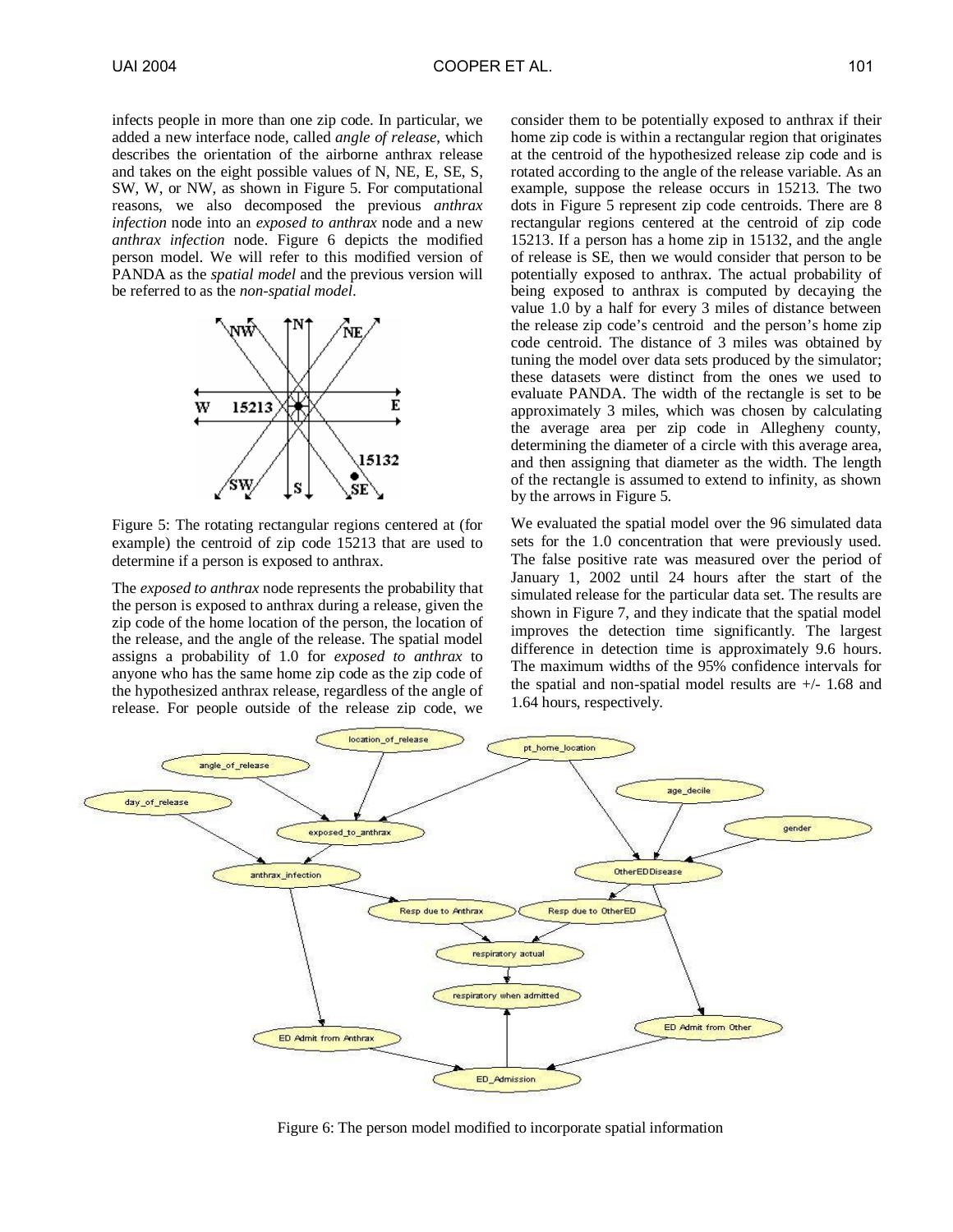infects people in more than one zip code. In particular, we added a new interface node, called *angle of release*, which describes the orientation of the airborne anthrax release and takes on the eight possible values of N, NE, E, SE, S, SW, W, or NW, as shown in Figure 5. For computational reasons, we also decomposed the previous *anthrax infection* node into an *exposed to anthrax* node and a new *anthrax infection* node. Figure 6 depicts the modified person model. We will refer to this modified version of PANDA as the *spatial model* and the previous version will be referred to as the *non-spatial model*.

Figure 5: The rotating rectangular regions centered at (for example) the centroid of zip code 15213 that are used to determine if a person is exposed to anthrax.

The *exposed to anthrax* node represents the probability that the person is exposed to anthrax during a release, given the zip code of the home location of the person, the location of the release, and the angle of the release. The spatial model assigns a probability of 1.0 for *exposed to anthrax* to anyone who has the same home zip code as the zip code of the hypothesized anthrax release, regardless of the angle of release. For people outside of the release zip code, we consider them to be potentially exposed to anthrax if their home zip code is within a rectangular region that originates at the centroid of the hypothesized release zip code and is rotated according to the angle of the release variable. As an example, suppose the release occurs in 15213. The two dots in Figure 5 represent zip code centroids. There are 8 rectangular regions centered at the centroid of zip code 15213. If a person has a home zip in 15132, and the angle of release is SE, then we would consider that person to be potentially exposed to anthrax. The actual probability of being exposed to anthrax is computed by decaying the value 1.0 by a half for every 3 miles of distance between the release zip code's centroid and the person's home zip code centroid. The distance of 3 miles was obtained by tuning the model over data sets produced by the simulator; these datasets were distinct from the ones we used to evaluate PANDA. The width of the rectangle is set to be approximately 3 miles, which was chosen by calculating the average area per zip code in Allegheny county, determining the diameter of a circle with this average area, and then assigning that diameter as the width. The length of the rectangle is assumed to extend to infinity, as shown by the arrows in Figure 5.

We evaluated the spatial model over the 96 simulated data sets for the 1.0 concentration that were previously used. The false positive rate was measured over the period of January 1, 2002 until 24 hours after the start of the simulated release for the particular data set. The results are shown in Figure 7, and they indicate that the spatial model improves the detection time significantly. The largest difference in detection time is approximately 9.6 hours. The maximum widths of the 95% confidence intervals for the spatial and non-spatial model results are +/- 1.68 and 1.64 hours, respectively.

Figure 6: The person model modified to incorporate spatial information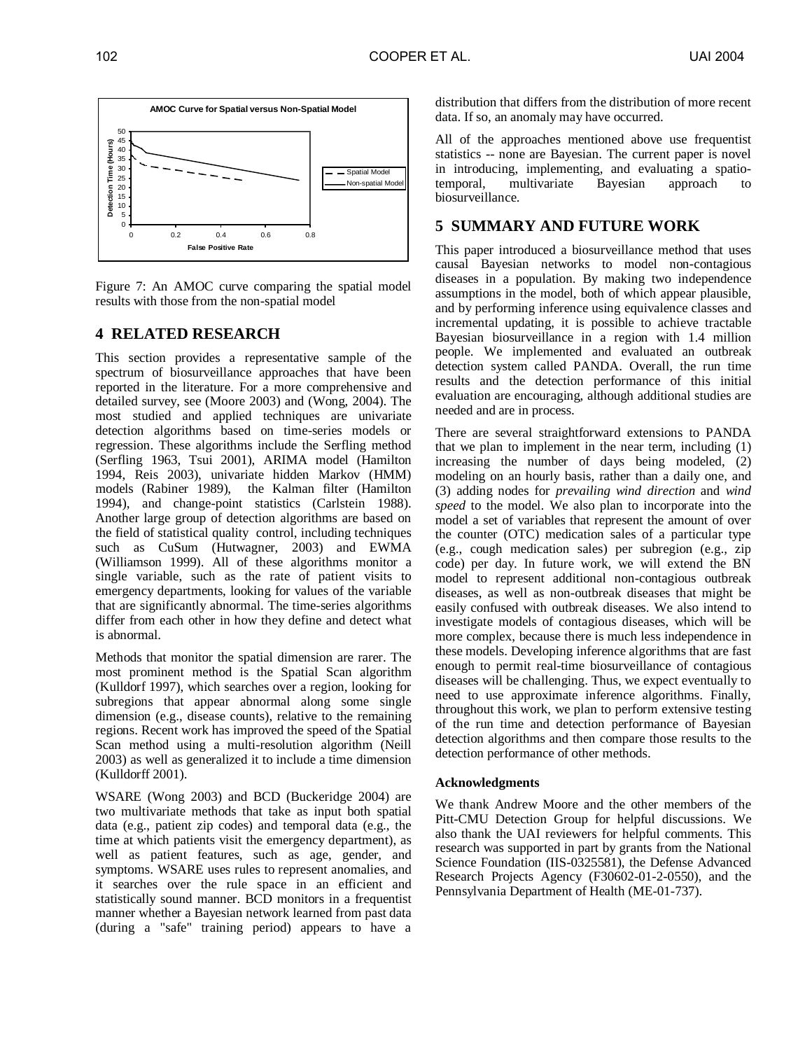Figure 7: An AMOC curve comparing the spatial model results with those from the non-spatial model

## 4 RELATED RESEARCH

This section provides a representative sample of the spectrum of biosurveillance approaches that have been reported in the literature. For a more comprehensive and detailed survey, see (Moore 2003) and (Wong, 2004). The most studied and applied techniques are univariate detection algorithms based on time-series models or regression. These algorithms include the Serfling method (Serfling 1963, Tsui 2001), ARIMA model (Hamilton 1994, Reis 2003), univariate hidden Markov (HMM) models (Rabiner 1989), the Kalman filter (Hamilton 1994), and change-point statistics (Carlstein 1988). Another large group of detection algorithms are based on the field of statistical quality control, including techniques such as CuSum (Hutwagner, 2003) and EWMA (Williamson 1999). All of these algorithms monitor a single variable, such as the rate of patient visits to emergency departments, looking for values of the variable that are significantly abnormal. The time-series algorithms differ from each other in how they define and detect what is abnormal.

Methods that monitor the spatial dimension are rarer. The most prominent method is the Spatial Scan algorithm (Kulldorf 1997), which searches over a region, looking for subregions that appear abnormal along some single dimension (e.g., disease counts), relative to the remaining regions. Recent work has improved the speed of the Spatial Scan method using a multi-resolution algorithm (Neill 2003) as well as generalized it to include a time dimension (Kulldorff 2001).

WSARE (Wong 2003) and BCD (Buckeridge 2004) are two multivariate methods that take as input both spatial data (e.g., patient zip codes) and temporal data (e.g., the time at which patients visit the emergency department), as well as patient features, such as age, gender, and symptoms. WSARE uses rules to represent anomalies, and it searches over the rule space in an efficient and statistically sound manner. BCD monitors in a frequentist manner whether a Bayesian network learned from past data (during a "safe" training period) appears to have a distribution that differs from the distribution of more recent data. If so, an anomaly may have occurred.

All of the approaches mentioned above use frequentist statistics -- none are Bayesian. The current paper is novel in introducing, implementing, and evaluating a spatio-temporal, multivariate Bayesian approach to biosurveillance.

## 5 SUMMARY AND FUTURE WORK

This paper introduced a biosurveillance method that uses causal Bayesian networks to model non-contagious diseases in a population. By making two independence assumptions in the model, both of which appear plausible, and by performing inference using equivalence classes and incremental updating, it is possible to achieve tractable Bayesian biosurveillance in a region with 1.4 million people. We implemented and evaluated an outbreak detection system called PANDA. Overall, the run time results and the detection performance of this initial evaluation are encouraging, although additional studies are needed and are in process.

There are several straightforward extensions to PANDA that we plan to implement in the near term, including (1) increasing the number of days being modeled, (2) modeling on an hourly basis, rather than a daily one, and (3) adding nodes for *prevailing wind direction* and *wind speed* to the model. We also plan to incorporate into the model a set of variables that represent the amount of over the counter (OTC) medication sales of a particular type (e.g., cough medication sales) per subregion (e.g., zip code) per day. In future work, we will extend the BN model to represent additional non-contagious outbreak diseases, as well as non-outbreak diseases that might be easily confused with outbreak diseases. We also intend to investigate models of contagious diseases, which will be more complex, because there is much less independence in these models. Developing inference algorithms that are fast enough to permit real-time biosurveillance of contagious diseases will be challenging. Thus, we expect eventually to need to use approximate inference algorithms. Finally, throughout this work, we plan to perform extensive testing of the run time and detection performance of Bayesian detection algorithms and then compare those results to the detection performance of other methods.

### Acknowledgments

We thank Andrew Moore and the other members of the Pitt-CMU Detection Group for helpful discussions. We also thank the UAI reviewers for helpful comments. This research was supported in part by grants from the National Science Foundation (IIS-0325581), the Defense Advanced Research Projects Agency (F30602-01-2-0550), and the Pennsylvania Department of Health (ME-01-737).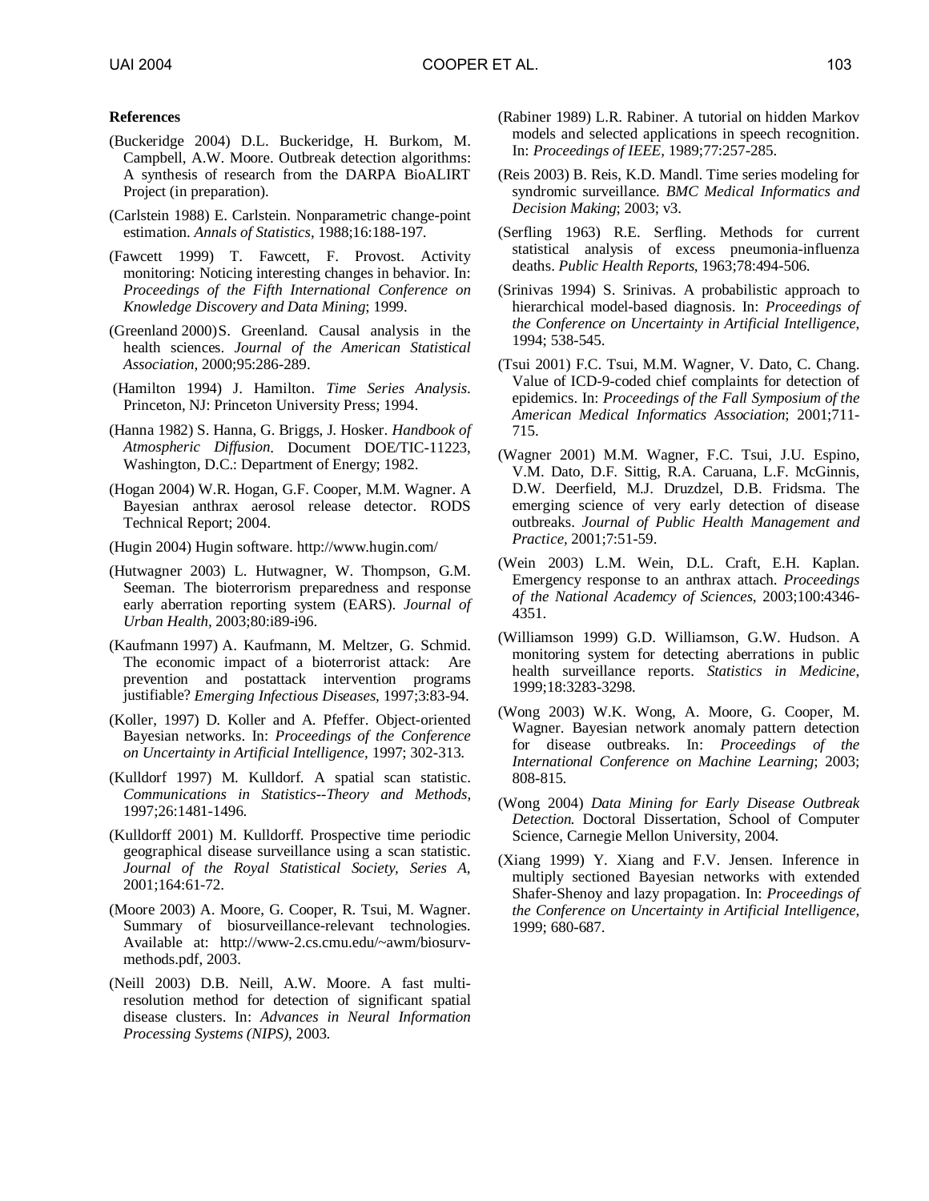**References**

(Buckeridge 2004) D.L. Buckeridge, H. Burkom, M. Campbell, A.W. Moore. Outbreak detection algorithms: A synthesis of research from the DARPA BioALIRT Project (in preparation).

(Carlstein 1988) E. Carlstein. Nonparametric change-point estimation. *Annals of Statistics,* 1988;16:188-197.

(Fawcett 1999) T. Fawcett, F. Provost. Activity monitoring: Noticing interesting changes in behavior. In: *Proceedings of the Fifth International Conference on Knowledge Discovery and Data Mining*; 1999.

(Greenland 2000) S. Greenland. Causal analysis in the health sciences. *Journal of the American Statistical Association,* 2000;95:286-289.

(Hamilton 1994) J. Hamilton. *Time Series Analysis*. Princeton, NJ: Princeton University Press; 1994.

(Hanna 1982) S. Hanna, G. Briggs, J. Hosker. *Handbook of Atmospheric Diffusion*. Document DOE/TIC-11223, Washington, D.C.: Department of Energy; 1982.

(Hogan 2004) W.R. Hogan, G.F. Cooper, M.M. Wagner. A Bayesian anthrax aerosol release detector. RODS Technical Report; 2004.

(Hugin 2004) Hugin software. http://www.hugin.com/

(Hutwagner 2003) L. Hutwagner, W. Thompson, G.M. Seeman. The bioterrorism preparedness and response early aberration reporting system (EARS). *Journal of Urban Health,* 2003;80:i89-i96.

(Kaufmann 1997) A. Kaufmann, M. Meltzer, G. Schmid. The economic impact of a bioterrorist attack: Are prevention and postattack intervention programs justifiable? *Emerging Infectious Diseases,* 1997;3:83-94.

(Koller, 1997) D. Koller and A. Pfeffer. Object-oriented Bayesian networks. In: *Proceedings of the Conference on Uncertainty in Artificial Intelligence,* 1997; 302-313.

(Kulldorf 1997) M. Kulldorf. A spatial scan statistic. *Communications in Statistics--Theory and Methods,* 1997;26:1481-1496.

(Kulldorff 2001) M. Kulldorff. Prospective time periodic geographical disease surveillance using a scan statistic. *Journal of the Royal Statistical Society, Series A,* 2001;164:61-72.

(Moore 2003) A. Moore, G. Cooper, R. Tsui, M. Wagner. Summary of biosurveillance-relevant technologies. Available at: http://www-2.cs.cmu.edu/~awm/biosurv-methods.pdf, 2003.

(Neill 2003) D.B. Neill, A.W. Moore. A fast multi-resolution method for detection of significant spatial disease clusters. In: *Advances in Neural Information Processing Systems (NIPS)*, 2003.

(Rabiner 1989) L.R. Rabiner. A tutorial on hidden Markov models and selected applications in speech recognition. In: *Proceedings of IEEE,* 1989;77:257-285.

(Reis 2003) B. Reis, K.D. Mandl. Time series modeling for syndromic surveillance. *BMC Medical Informatics and Decision Making*; 2003; v3.

(Serfling 1963) R.E. Serfling. Methods for current statistical analysis of excess pneumonia-influenza deaths. *Public Health Reports*, 1963;78:494-506.

(Srinivas 1994) S. Srinivas. A probabilistic approach to hierarchical model-based diagnosis. In: *Proceedings of the Conference on Uncertainty in Artificial Intelligence*, 1994; 538-545.

(Tsui 2001) F.C. Tsui, M.M. Wagner, V. Dato, C. Chang. Value of ICD-9-coded chief complaints for detection of epidemics. In: *Proceedings of the Fall Symposium of the American Medical Informatics Association*; 2001;711-715.

(Wagner 2001) M.M. Wagner, F.C. Tsui, J.U. Espino, V.M. Dato, D.F. Sittig, R.A. Caruana, L.F. McGinnis, D.W. Deerfield, M.J. Druzdzel, D.B. Fridsma. The emerging science of very early detection of disease outbreaks. *Journal of Public Health Management and Practice,* 2001;7:51-59.

(Wein 2003) L.M. Wein, D.L. Craft, E.H. Kaplan. Emergency response to an anthrax attach. *Proceedings of the National Academcy of Sciences*, 2003;100:4346-4351.

(Williamson 1999) G.D. Williamson, G.W. Hudson. A monitoring system for detecting aberrations in public health surveillance reports. *Statistics in Medicine*, 1999;18:3283-3298.

(Wong 2003) W.K. Wong, A. Moore, G. Cooper, M. Wagner. Bayesian network anomaly pattern detection for disease outbreaks. In: *Proceedings of the International Conference on Machine Learning*; 2003; 808-815.

(Wong 2004) *Data Mining for Early Disease Outbreak Detection.* Doctoral Dissertation, School of Computer Science, Carnegie Mellon University, 2004.

(Xiang 1999) Y. Xiang and F.V. Jensen. Inference in multiply sectioned Bayesian networks with extended Shafer-Shenoy and lazy propagation. In: *Proceedings of the Conference on Uncertainty in Artificial Intelligence*, 1999; 680-687.